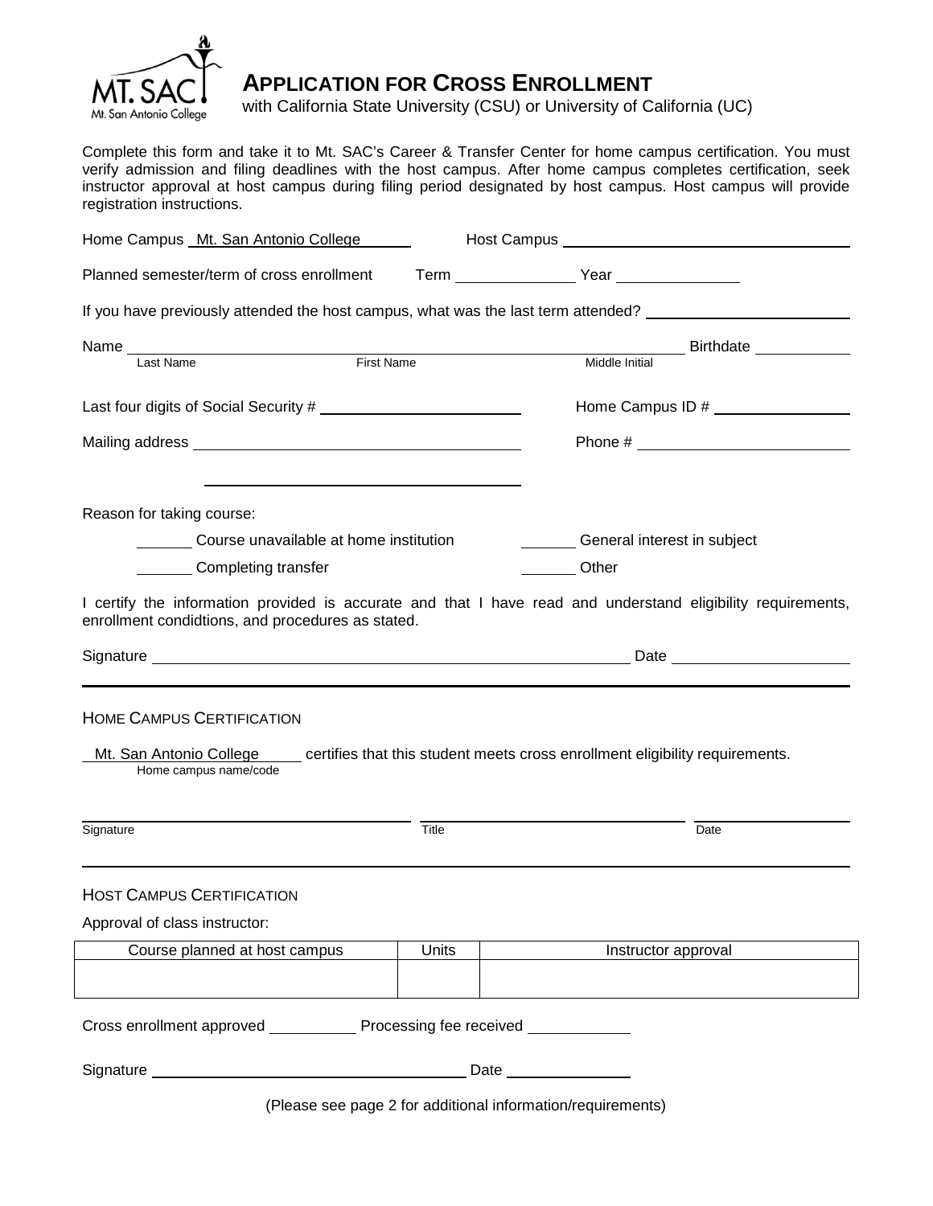# APPLICATION FOR CROSS ENROLLMENT

with California State University (CSU) or University of California (UC)

Complete this form and take it to Mt. SAC's Career & Transfer Center for home campus certification. You must verify admission and filing deadlines with the host campus. After home campus completes certification, seek instructor approval at host campus during filing period designated by host campus. Host campus will provide registration instructions.

Home Campus Mt. San Antonio College Host Campus ______________________

Planned semester/term of cross enrollment Term ______________ Year ______________

If you have previously attended the host campus, what was the last term attended? ______________________

Name ______________________ ______________________ ______________________ Birthdate ____________
Last Name First Name Middle Initial

Last four digits of Social Security # ______________________ Home Campus ID # ______________________

Mailing address ______________________ Phone # ______________________

______________________

Reason for taking course:

_______ Course unavailable at home institution _______ General interest in subject

_______ Completing transfer _______ Other

I certify the information provided is accurate and that I have read and understand eligibility requirements, enrollment condidtions, and procedures as stated.

Signature ______________________ Date ______________________

---

## HOME CAMPUS CERTIFICATION

Mt. San Antonio College certifies that this student meets cross enrollment eligibility requirements.
Home campus name/code

______________________ ______________________ ______________________
Signature Title Date

---

## HOST CAMPUS CERTIFICATION

Approval of class instructor:

| Course planned at host campus | Units | Instructor approval |
| --- | --- | --- |
| | | |

Cross enrollment approved ____________ Processing fee received ____________

Signature ______________________ Date ______________

(Please see page 2 for additional information/requirements)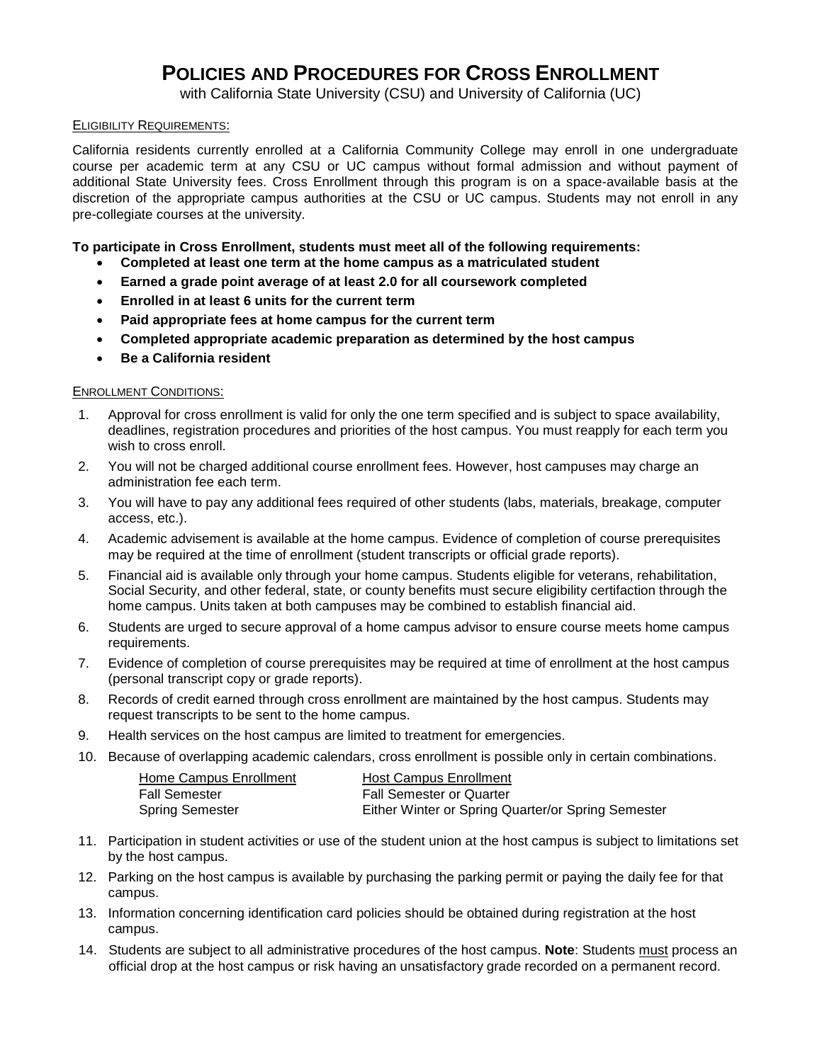# POLICIES AND PROCEDURES FOR CROSS ENROLLMENT

with California State University (CSU) and University of California (UC)

ELIGIBILITY REQUIREMENTS:

California residents currently enrolled at a California Community College may enroll in one undergraduate course per academic term at any CSU or UC campus without formal admission and without payment of additional State University fees. Cross Enrollment through this program is on a space-available basis at the discretion of the appropriate campus authorities at the CSU or UC campus. Students may not enroll in any pre-collegiate courses at the university.

**To participate in Cross Enrollment, students must meet all of the following requirements:**

- **Completed at least one term at the home campus as a matriculated student**
- **Earned a grade point average of at least 2.0 for all coursework completed**
- **Enrolled in at least 6 units for the current term**
- **Paid appropriate fees at home campus for the current term**
- **Completed appropriate academic preparation as determined by the host campus**
- **Be a California resident**

ENROLLMENT CONDITIONS:

1. Approval for cross enrollment is valid for only the one term specified and is subject to space availability, deadlines, registration procedures and priorities of the host campus. You must reapply for each term you wish to cross enroll.
2. You will not be charged additional course enrollment fees. However, host campuses may charge an administration fee each term.
3. You will have to pay any additional fees required of other students (labs, materials, breakage, computer access, etc.).
4. Academic advisement is available at the home campus. Evidence of completion of course prerequisites may be required at the time of enrollment (student transcripts or official grade reports).
5. Financial aid is available only through your home campus. Students eligible for veterans, rehabilitation, Social Security, and other federal, state, or county benefits must secure eligibility certifaction through the home campus. Units taken at both campuses may be combined to establish financial aid.
6. Students are urged to secure approval of a home campus advisor to ensure course meets home campus requirements.
7. Evidence of completion of course prerequisites may be required at time of enrollment at the host campus (personal transcript copy or grade reports).
8. Records of credit earned through cross enrollment are maintained by the host campus. Students may request transcripts to be sent to the home campus.
9. Health services on the host campus are limited to treatment for emergencies.
10. Because of overlapping academic calendars, cross enrollment is possible only in certain combinations.

| Home Campus Enrollment | Host Campus Enrollment |
|---|---|
| Fall Semester | Fall Semester or Quarter |
| Spring Semester | Either Winter or Spring Quarter/or Spring Semester |

11. Participation in student activities or use of the student union at the host campus is subject to limitations set by the host campus.
12. Parking on the host campus is available by purchasing the parking permit or paying the daily fee for that campus.
13. Information concerning identification card policies should be obtained during registration at the host campus.
14. Students are subject to all administrative procedures of the host campus. **Note**: Students must process an official drop at the host campus or risk having an unsatisfactory grade recorded on a permanent record.